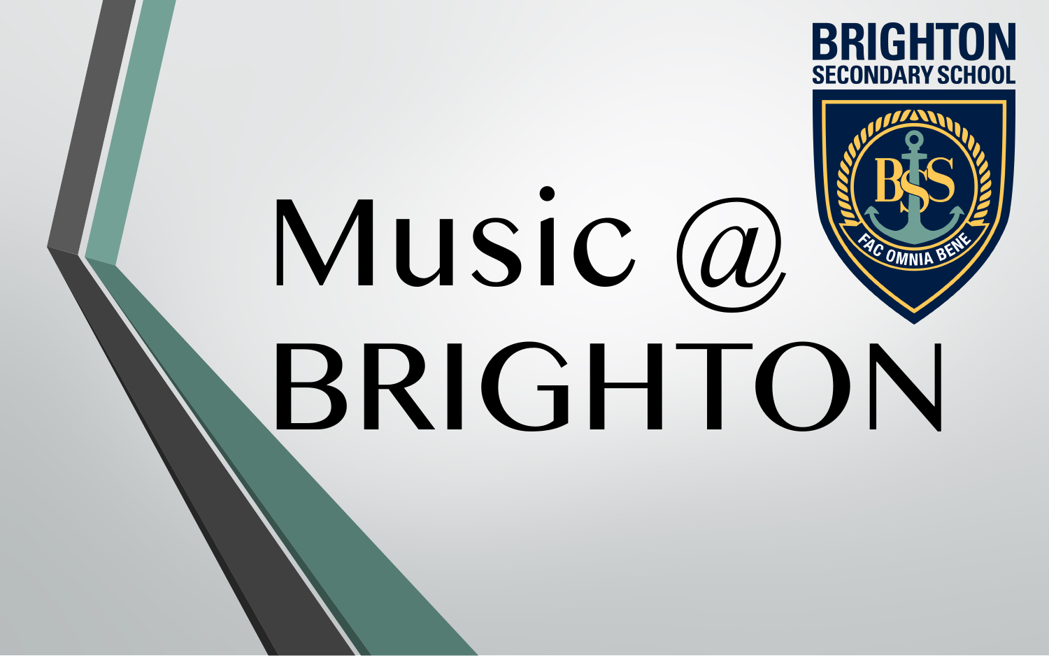# Music @ BRIGHTON

BRIGHTON
SECONDARY SCHOOL

BSS

FAC OMNIA BENE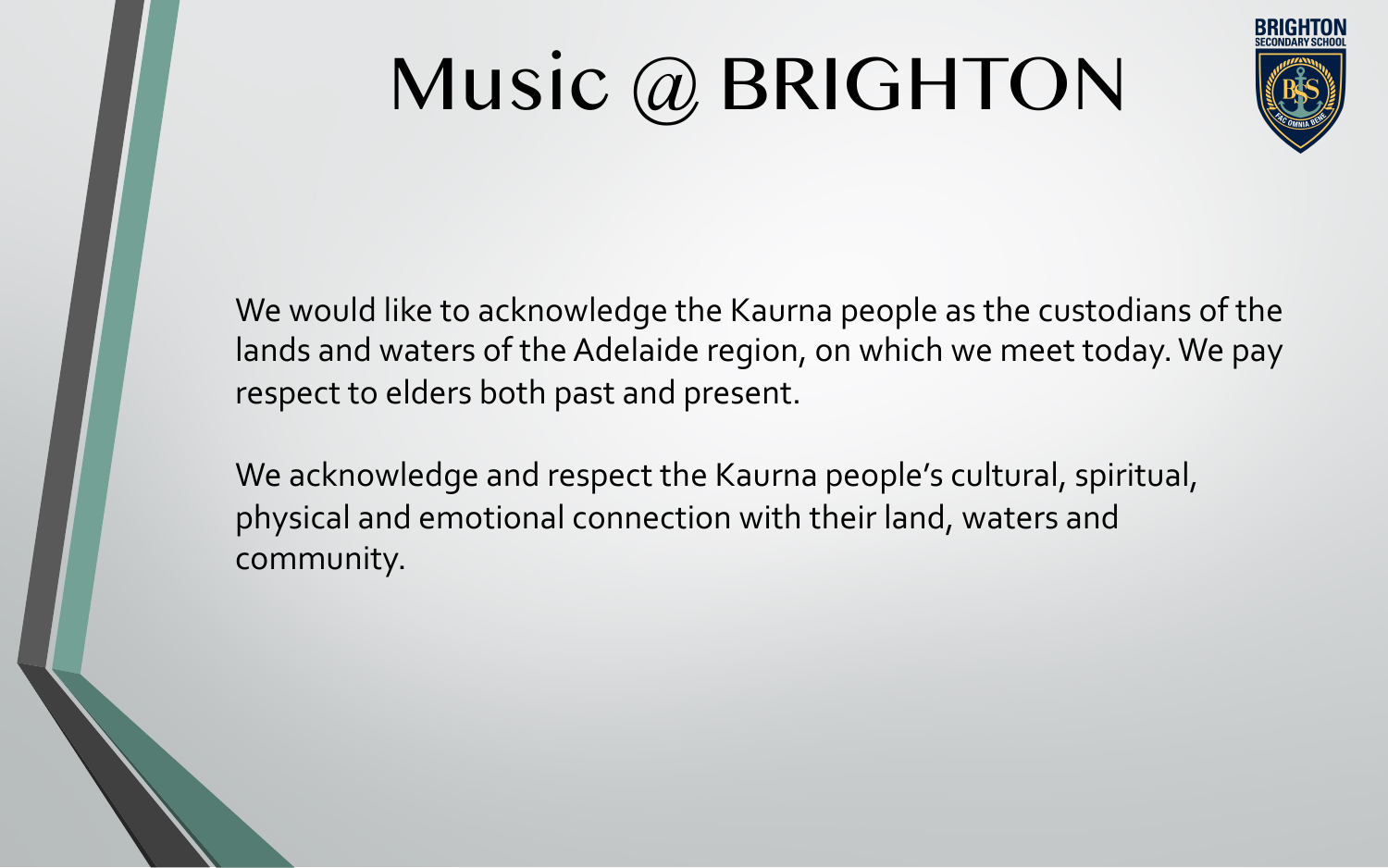# Music @ BRIGHTON

We would like to acknowledge the Kaurna people as the custodians of the lands and waters of the Adelaide region, on which we meet today. We pay respect to elders both past and present.

We acknowledge and respect the Kaurna people's cultural, spiritual, physical and emotional connection with their land, waters and community.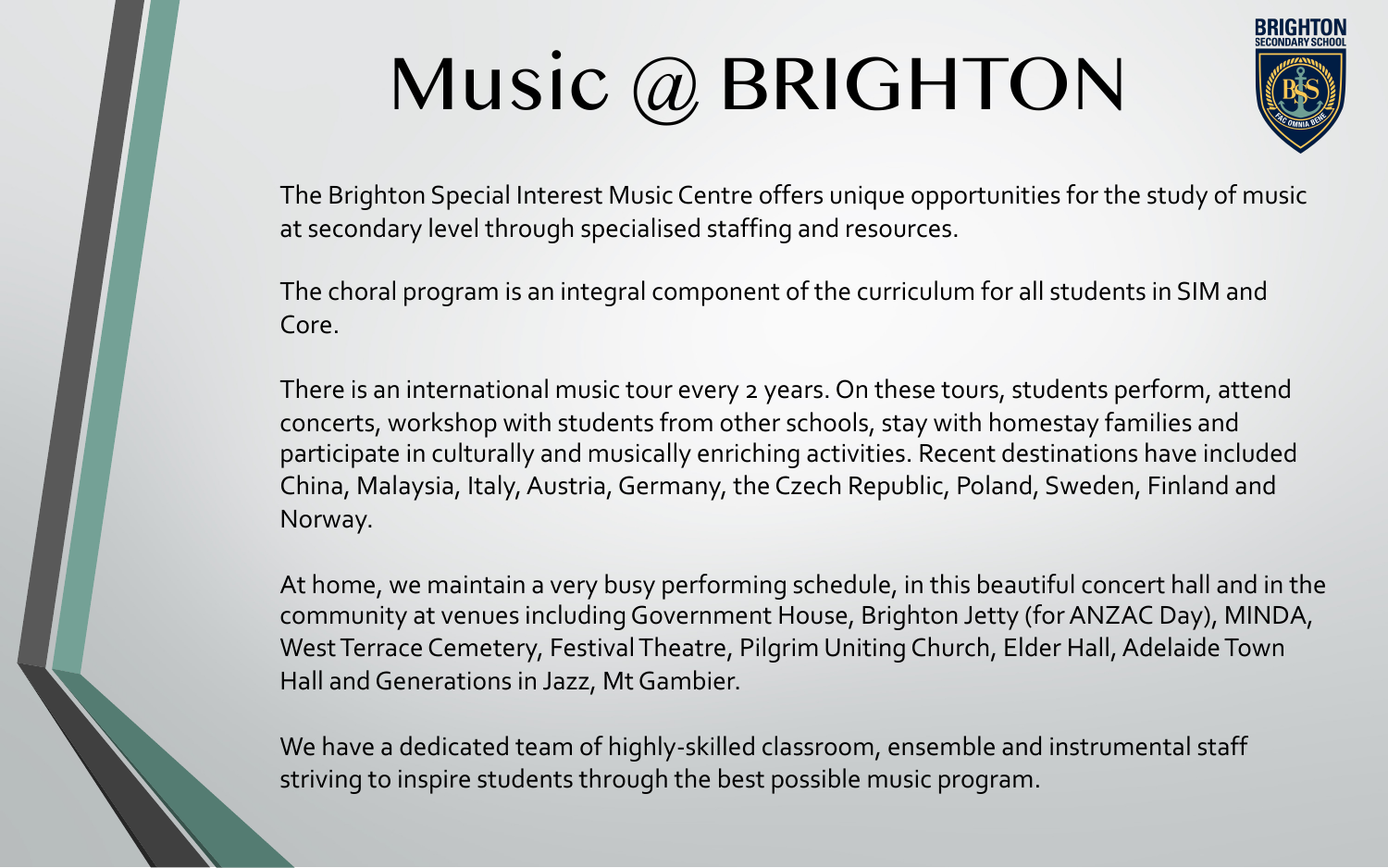# Music @ BRIGHTON

The Brighton Special Interest Music Centre offers unique opportunities for the study of music at secondary level through specialised staffing and resources.

The choral program is an integral component of the curriculum for all students in SIM and Core.

There is an international music tour every 2 years. On these tours, students perform, attend concerts, workshop with students from other schools, stay with homestay families and participate in culturally and musically enriching activities. Recent destinations have included China, Malaysia, Italy, Austria, Germany, the Czech Republic, Poland, Sweden, Finland and Norway.

At home, we maintain a very busy performing schedule, in this beautiful concert hall and in the community at venues including Government House, Brighton Jetty (for ANZAC Day), MINDA, West Terrace Cemetery, Festival Theatre, Pilgrim Uniting Church, Elder Hall, Adelaide Town Hall and Generations in Jazz, Mt Gambier.

We have a dedicated team of highly-skilled classroom, ensemble and instrumental staff striving to inspire students through the best possible music program.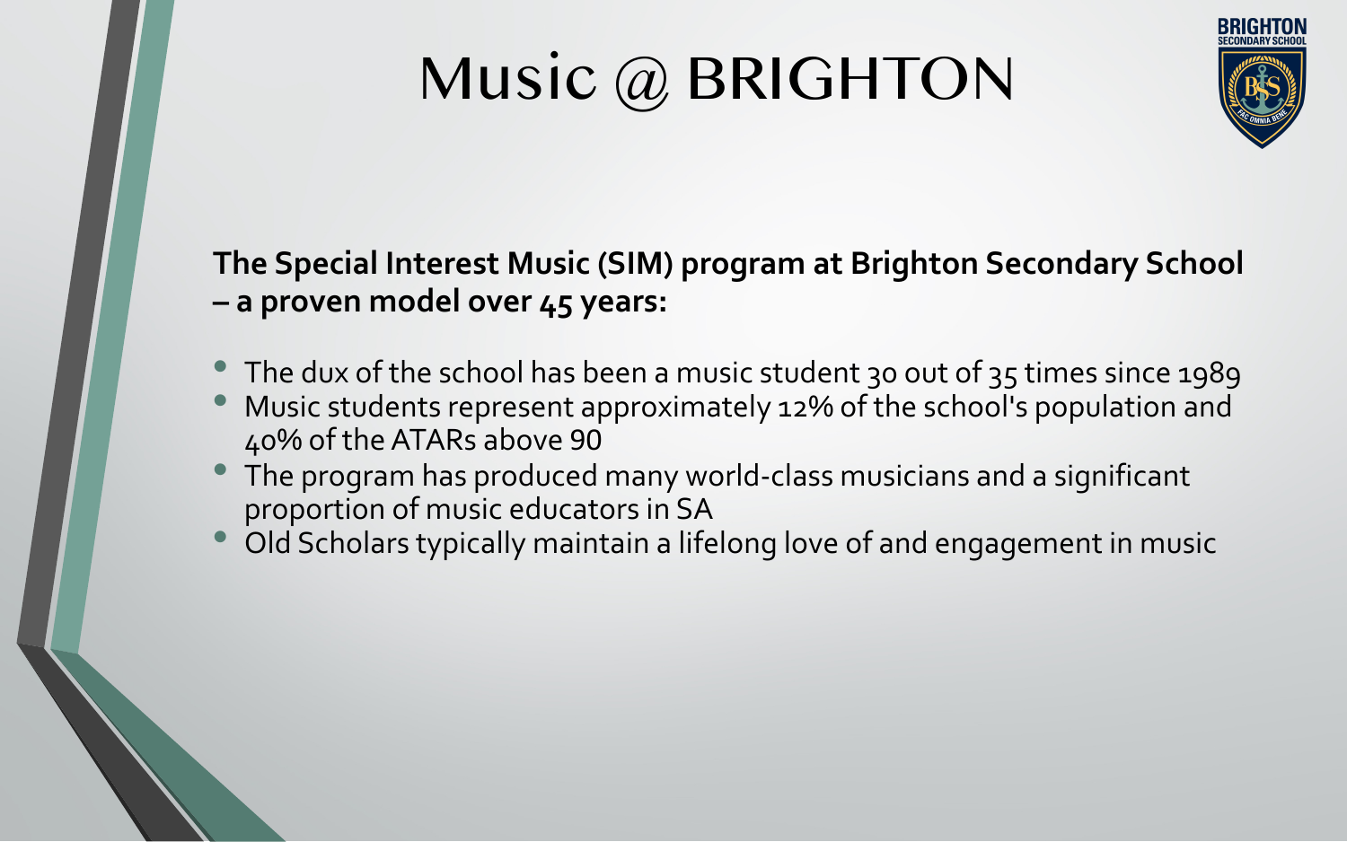# Music @ BRIGHTON

**The Special Interest Music (SIM) program at Brighton Secondary School – a proven model over 45 years:**

- The dux of the school has been a music student 30 out of 35 times since 1989
- Music students represent approximately 12% of the school's population and 40% of the ATARs above 90
- The program has produced many world-class musicians and a significant proportion of music educators in SA
- Old Scholars typically maintain a lifelong love of and engagement in music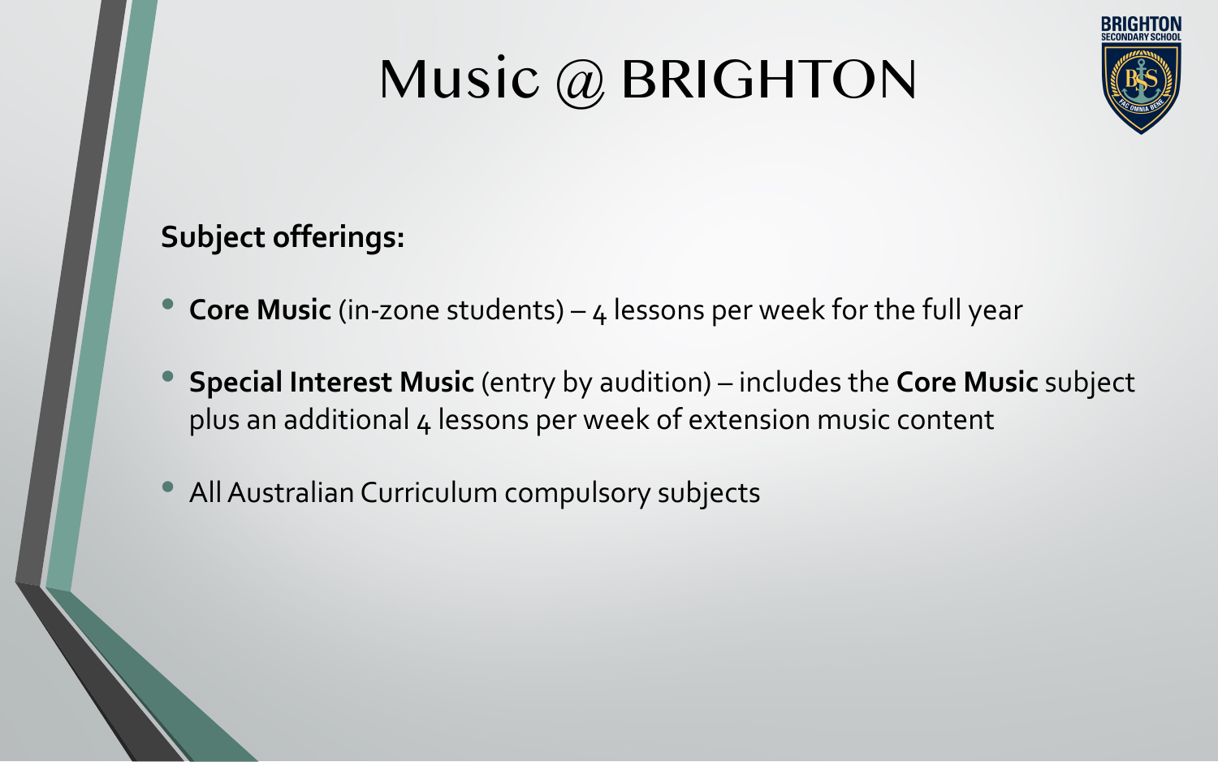# Music @ BRIGHTON

**Subject offerings:**

- **Core Music** (in-zone students) – 4 lessons per week for the full year
- **Special Interest Music** (entry by audition) – includes the **Core Music** subject plus an additional 4 lessons per week of extension music content
- All Australian Curriculum compulsory subjects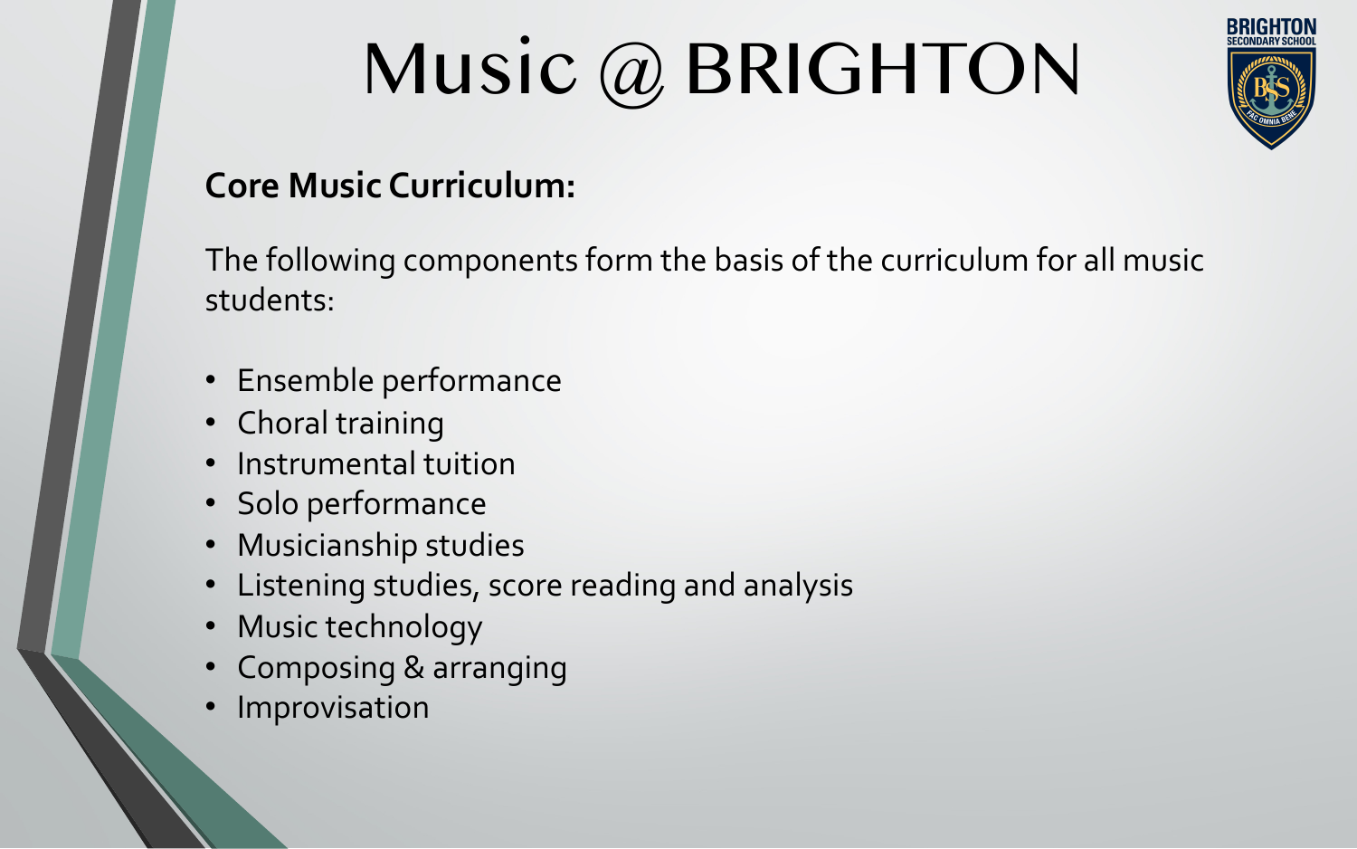# Music @ BRIGHTON

**Core Music Curriculum:**

The following components form the basis of the curriculum for all music students:

- Ensemble performance
- Choral training
- Instrumental tuition
- Solo performance
- Musicianship studies
- Listening studies, score reading and analysis
- Music technology
- Composing & arranging
- Improvisation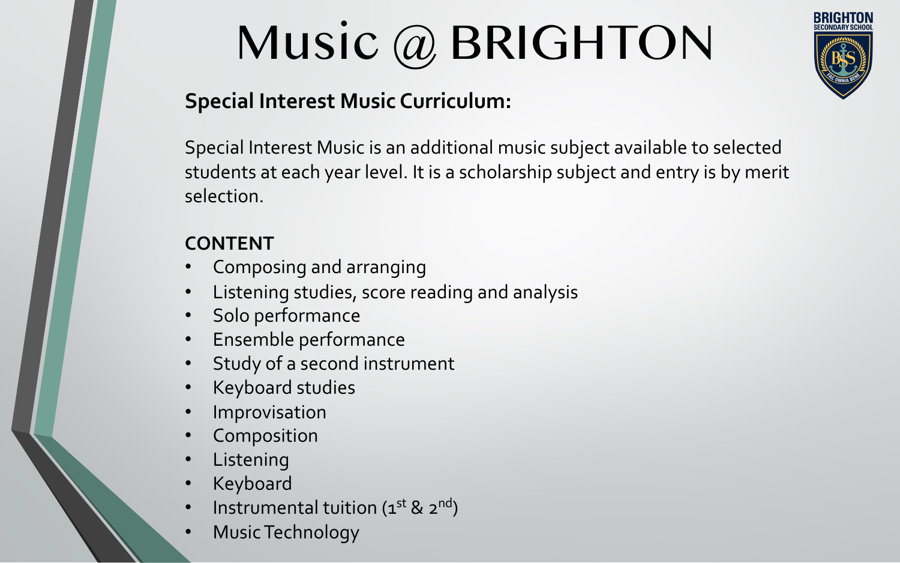# Music @ BRIGHTON

## Special Interest Music Curriculum:

Special Interest Music is an additional music subject available to selected students at each year level. It is a scholarship subject and entry is by merit selection.

**CONTENT**

- Composing and arranging
- Listening studies, score reading and analysis
- Solo performance
- Ensemble performance
- Study of a second instrument
- Keyboard studies
- Improvisation
- Composition
- Listening
- Keyboard
- Instrumental tuition (1st & 2nd)
- Music Technology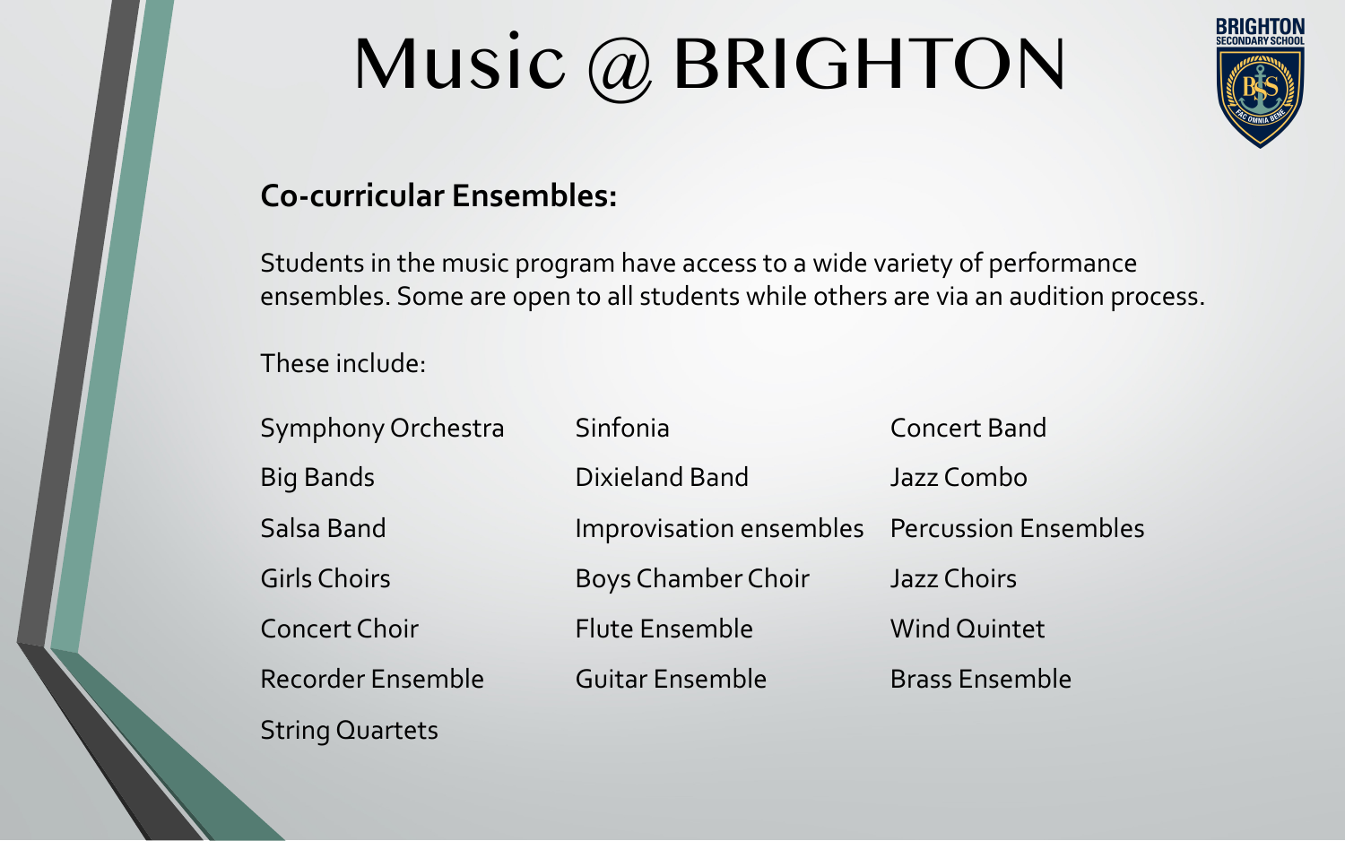# Music @ BRIGHTON

**Co-curricular Ensembles:**

Students in the music program have access to a wide variety of performance ensembles. Some are open to all students while others are via an audition process.

These include:

| | | |
|---|---|---|
| Symphony Orchestra | Sinfonia | Concert Band |
| Big Bands | Dixieland Band | Jazz Combo |
| Salsa Band | Improvisation ensembles | Percussion Ensembles |
| Girls Choirs | Boys Chamber Choir | Jazz Choirs |
| Concert Choir | Flute Ensemble | Wind Quintet |
| Recorder Ensemble | Guitar Ensemble | Brass Ensemble |
| String Quartets | | |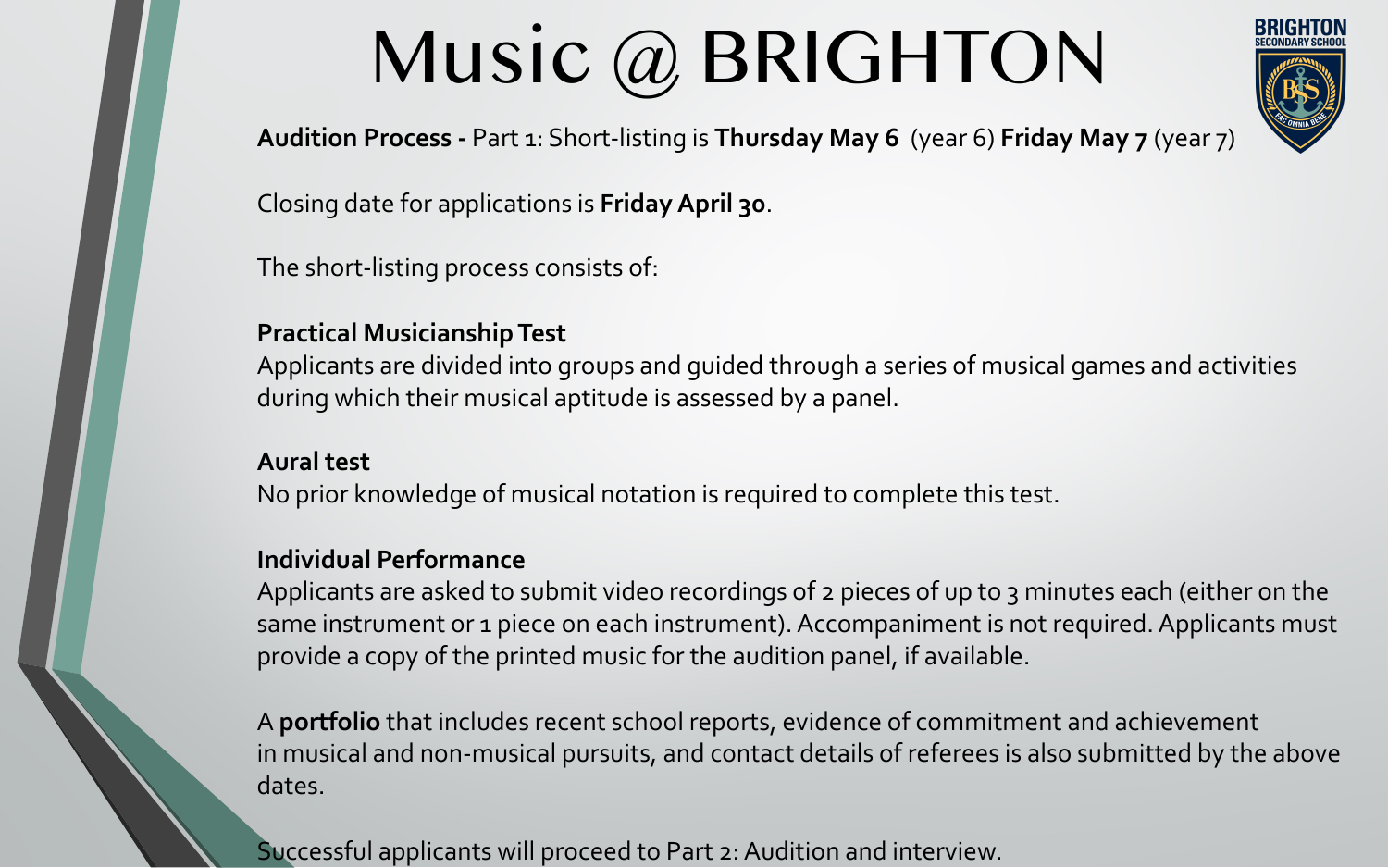# Music @ BRIGHTON

**Audition Process -** Part 1: Short-listing is **Thursday May 6** (year 6) **Friday May 7** (year 7)

Closing date for applications is **Friday April 30**.

The short-listing process consists of:

**Practical Musicianship Test**
Applicants are divided into groups and guided through a series of musical games and activities during which their musical aptitude is assessed by a panel.

**Aural test**
No prior knowledge of musical notation is required to complete this test.

**Individual Performance**
Applicants are asked to submit video recordings of 2 pieces of up to 3 minutes each (either on the same instrument or 1 piece on each instrument). Accompaniment is not required. Applicants must provide a copy of the printed music for the audition panel, if available.

A **portfolio** that includes recent school reports, evidence of commitment and achievement in musical and non-musical pursuits, and contact details of referees is also submitted by the above dates.

Successful applicants will proceed to Part 2: Audition and interview.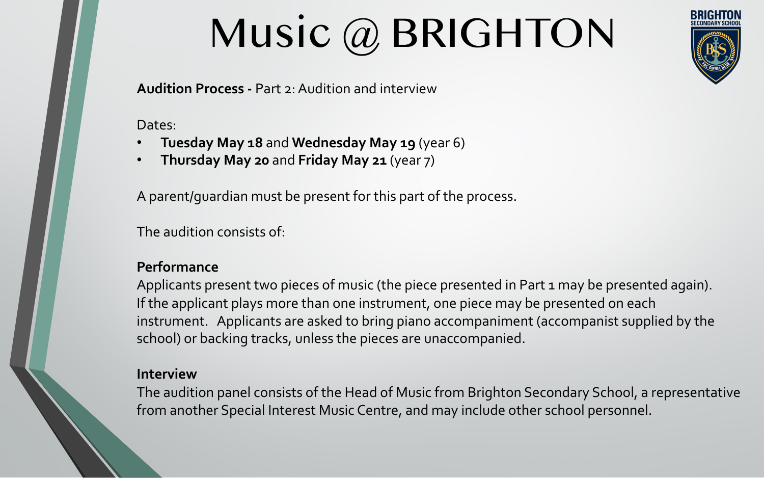# Music @ BRIGHTON

**Audition Process -** Part 2: Audition and interview

Dates:

- **Tuesday May 18** and **Wednesday May 19** (year 6)
- **Thursday May 20** and **Friday May 21** (year 7)

A parent/guardian must be present for this part of the process.

The audition consists of:

**Performance**

Applicants present two pieces of music (the piece presented in Part 1 may be presented again). If the applicant plays more than one instrument, one piece may be presented on each instrument. Applicants are asked to bring piano accompaniment (accompanist supplied by the school) or backing tracks, unless the pieces are unaccompanied.

**Interview**

The audition panel consists of the Head of Music from Brighton Secondary School, a representative from another Special Interest Music Centre, and may include other school personnel.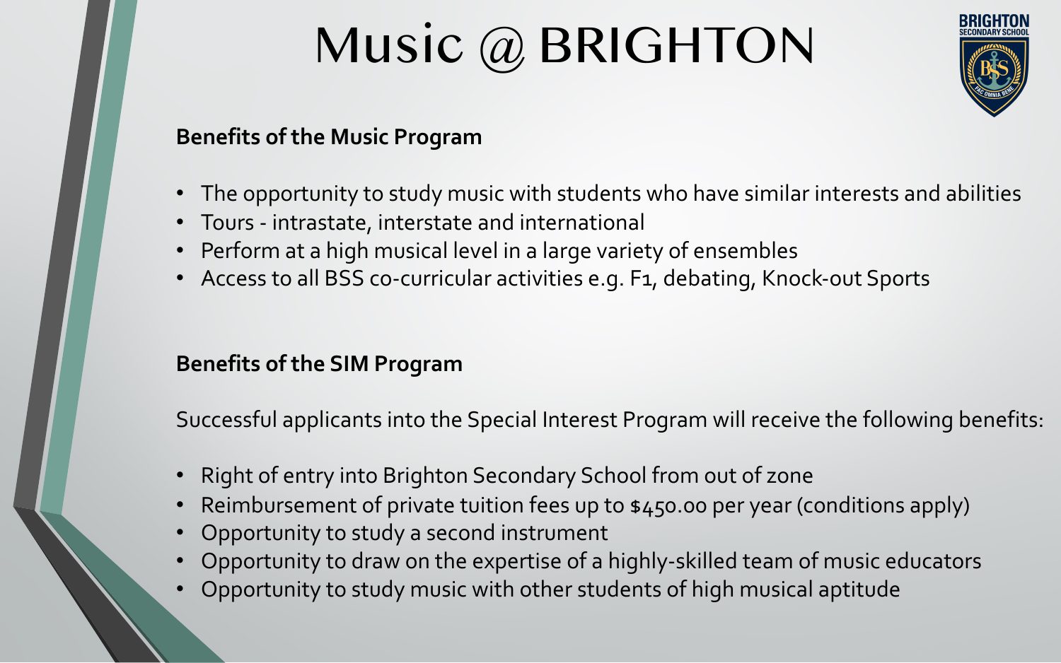# Music @ BRIGHTON

**Benefits of the Music Program**

- The opportunity to study music with students who have similar interests and abilities
- Tours - intrastate, interstate and international
- Perform at a high musical level in a large variety of ensembles
- Access to all BSS co-curricular activities e.g. F1, debating, Knock-out Sports

**Benefits of the SIM Program**

Successful applicants into the Special Interest Program will receive the following benefits:

- Right of entry into Brighton Secondary School from out of zone
- Reimbursement of private tuition fees up to $450.00 per year (conditions apply)
- Opportunity to study a second instrument
- Opportunity to draw on the expertise of a highly-skilled team of music educators
- Opportunity to study music with other students of high musical aptitude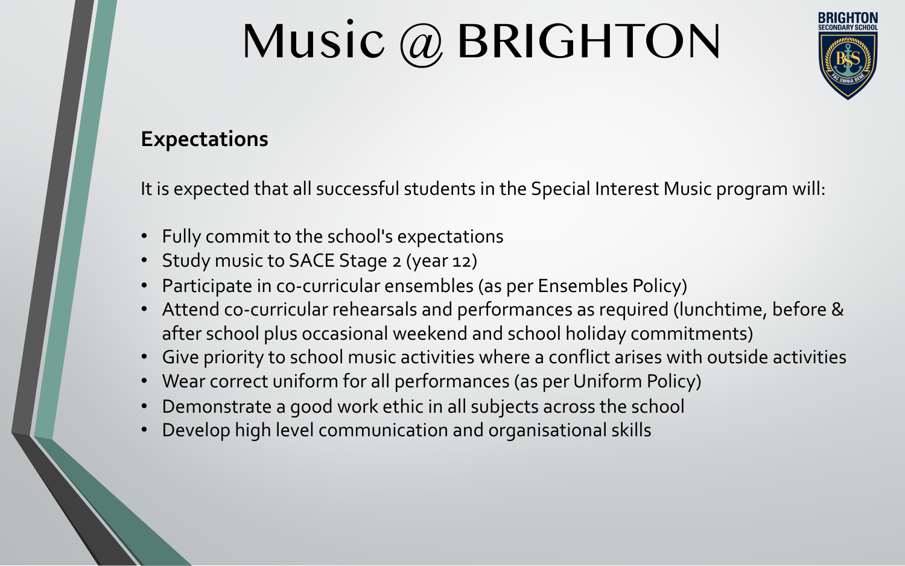# Music @ BRIGHTON

## Expectations

It is expected that all successful students in the Special Interest Music program will:

- Fully commit to the school's expectations
- Study music to SACE Stage 2 (year 12)
- Participate in co-curricular ensembles (as per Ensembles Policy)
- Attend co-curricular rehearsals and performances as required (lunchtime, before & after school plus occasional weekend and school holiday commitments)
- Give priority to school music activities where a conflict arises with outside activities
- Wear correct uniform for all performances (as per Uniform Policy)
- Demonstrate a good work ethic in all subjects across the school
- Develop high level communication and organisational skills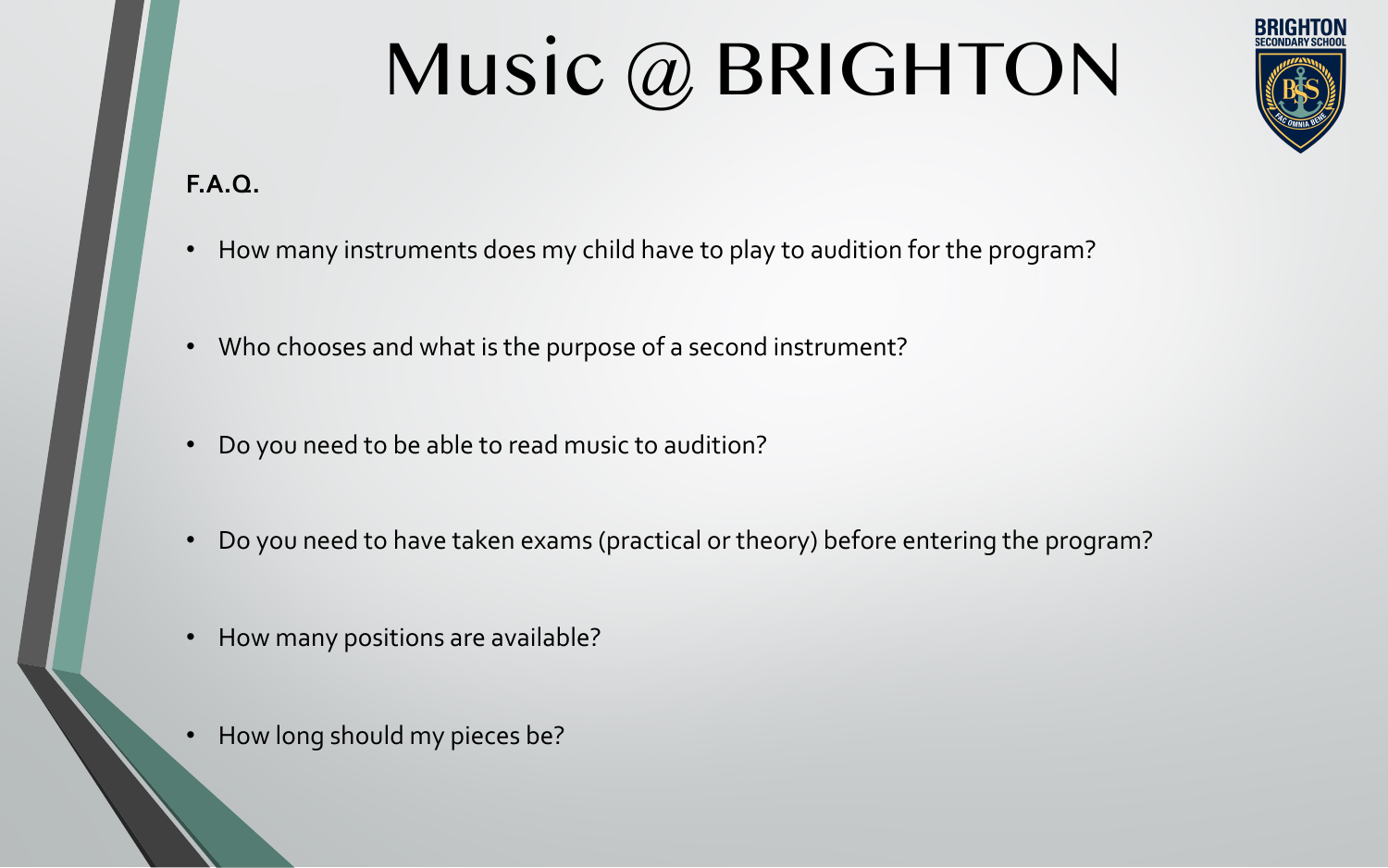# Music @ BRIGHTON

**F.A.Q.**

- How many instruments does my child have to play to audition for the program?
- Who chooses and what is the purpose of a second instrument?
- Do you need to be able to read music to audition?
- Do you need to have taken exams (practical or theory) before entering the program?
- How many positions are available?
- How long should my pieces be?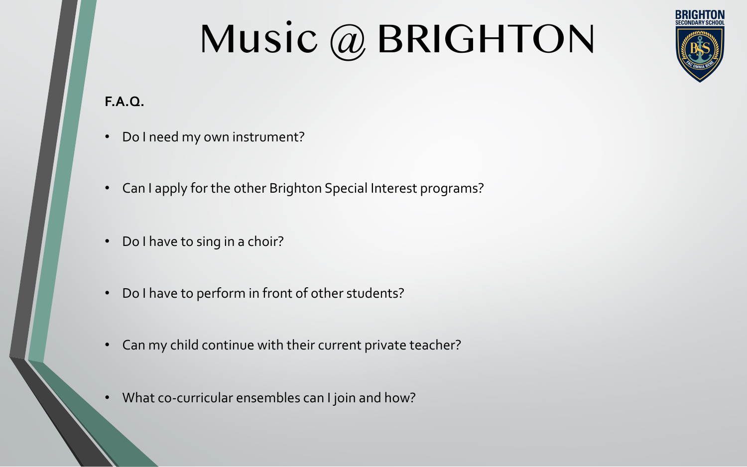# Music @ BRIGHTON

**F.A.Q.**

- Do I need my own instrument?
- Can I apply for the other Brighton Special Interest programs?
- Do I have to sing in a choir?
- Do I have to perform in front of other students?
- Can my child continue with their current private teacher?
- What co-curricular ensembles can I join and how?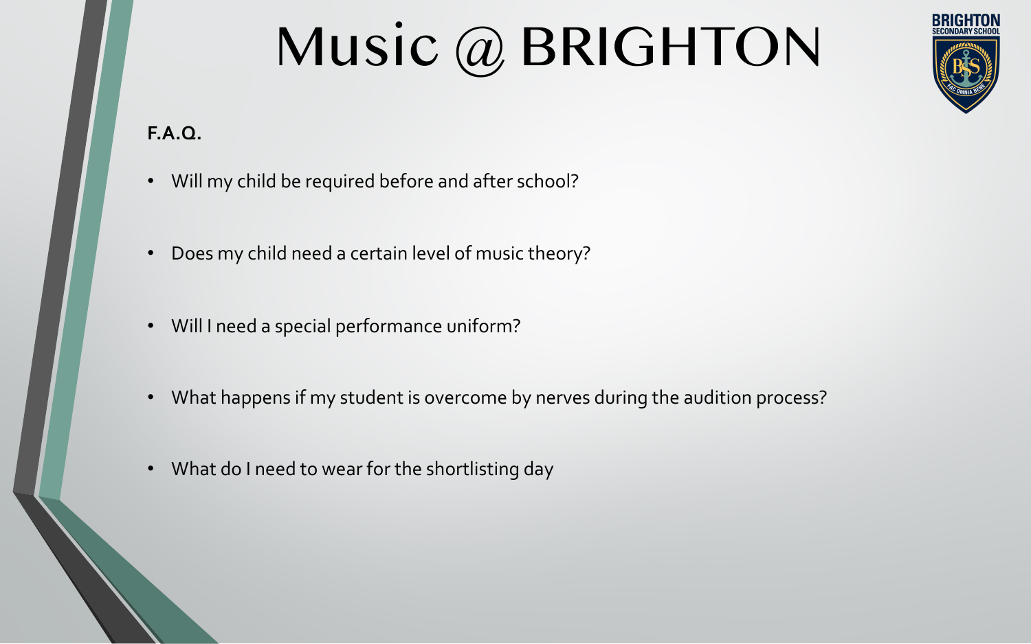# Music @ BRIGHTON

**F.A.Q.**

- Will my child be required before and after school?
- Does my child need a certain level of music theory?
- Will I need a special performance uniform?
- What happens if my student is overcome by nerves during the audition process?
- What do I need to wear for the shortlisting day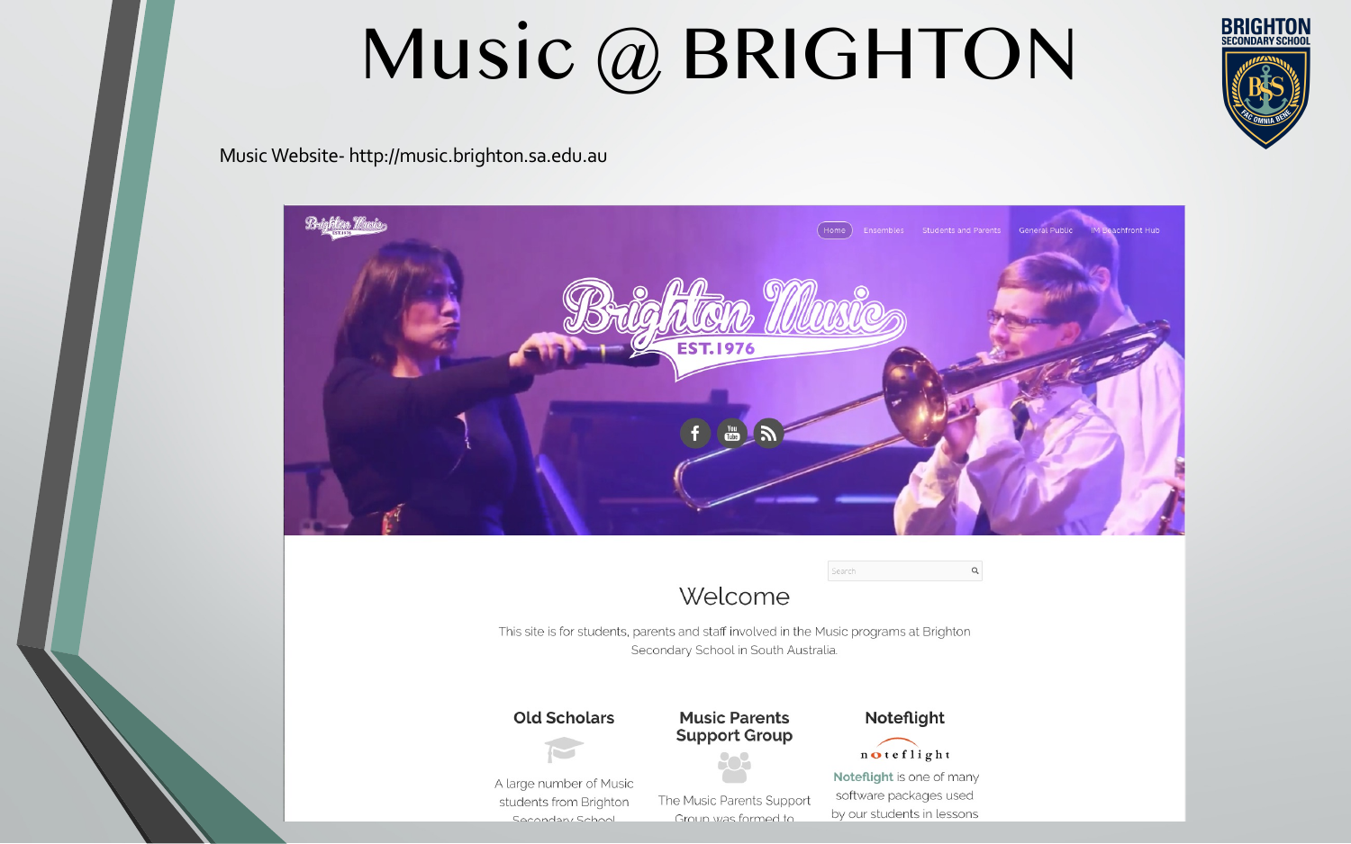# Music @ BRIGHTON

Music Website- http://music.brighton.sa.edu.au

Home Ensembles Students and Parents General Public IM Beachfront Hub

Brighton Music EST.1976

## Welcome

This site is for students, parents and staff involved in the Music programs at Brighton Secondary School in South Australia.

### Old Scholars

A large number of Music students from Brighton Secondary School

### Music Parents Support Group

The Music Parents Support Group was formed to

### Noteflight

Noteflight is one of many software packages used by our students in lessons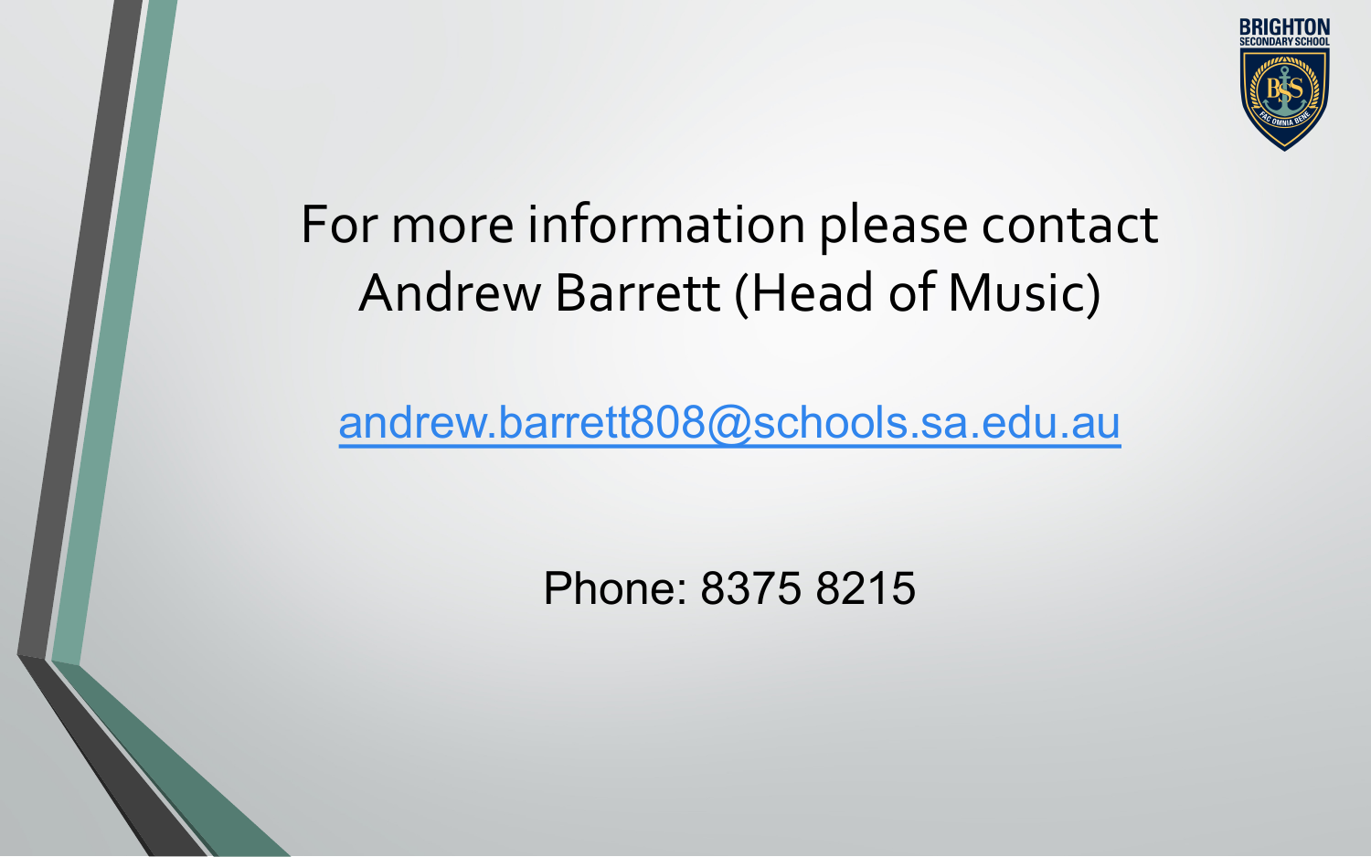For more information please contact
Andrew Barrett (Head of Music)

andrew.barrett808@schools.sa.edu.au

Phone: 8375 8215